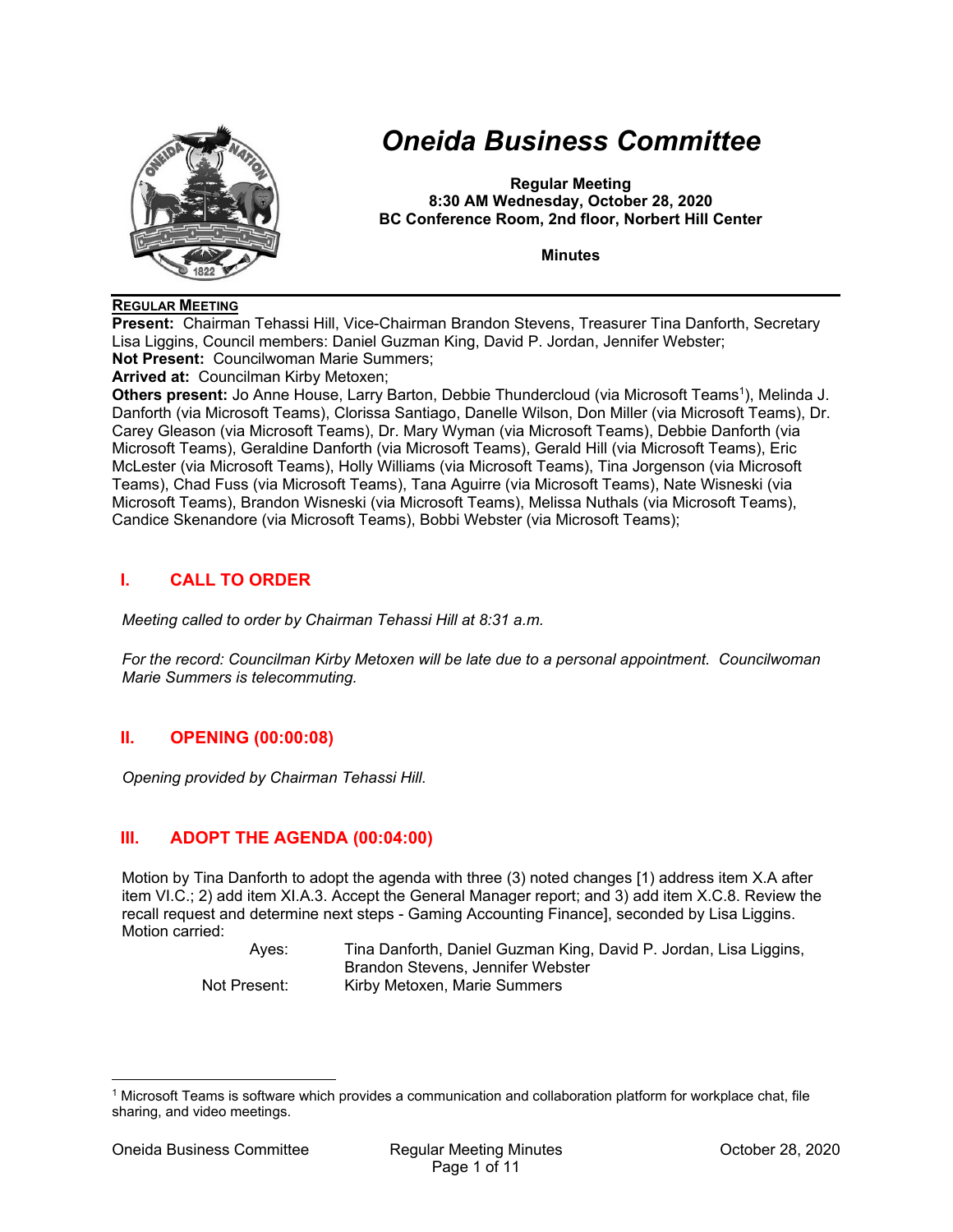# Oneida Business Committee

**Regular Meeting**
**8:30 AM Wednesday, October 28, 2020**
**BC Conference Room, 2nd floor, Norbert Hill Center**

**Minutes**

---

**REGULAR MEETING**

**Present:** Chairman Tehassi Hill, Vice-Chairman Brandon Stevens, Treasurer Tina Danforth, Secretary Lisa Liggins, Council members: Daniel Guzman King, David P. Jordan, Jennifer Webster;
**Not Present:** Councilwoman Marie Summers;
**Arrived at:** Councilman Kirby Metoxen;
**Others present:** Jo Anne House, Larry Barton, Debbie Thundercloud (via Microsoft Teams[1]), Melinda J. Danforth (via Microsoft Teams), Clorissa Santiago, Danelle Wilson, Don Miller (via Microsoft Teams), Dr. Carey Gleason (via Microsoft Teams), Dr. Mary Wyman (via Microsoft Teams), Debbie Danforth (via Microsoft Teams), Geraldine Danforth (via Microsoft Teams), Gerald Hill (via Microsoft Teams), Eric McLester (via Microsoft Teams), Holly Williams (via Microsoft Teams), Tina Jorgenson (via Microsoft Teams), Chad Fuss (via Microsoft Teams), Tana Aguirre (via Microsoft Teams), Nate Wisneski (via Microsoft Teams), Brandon Wisneski (via Microsoft Teams), Melissa Nuthals (via Microsoft Teams), Candice Skenandore (via Microsoft Teams), Bobbi Webster (via Microsoft Teams);

## I. CALL TO ORDER

*Meeting called to order by Chairman Tehassi Hill at 8:31 a.m.*

*For the record: Councilman Kirby Metoxen will be late due to a personal appointment. Councilwoman Marie Summers is telecommuting.*

## II. OPENING (00:00:08)

*Opening provided by Chairman Tehassi Hill.*

## III. ADOPT THE AGENDA (00:04:00)

Motion by Tina Danforth to adopt the agenda with three (3) noted changes [1) address item X.A after item VI.C.; 2) add item XI.A.3. Accept the General Manager report; and 3) add item X.C.8. Review the recall request and determine next steps - Gaming Accounting Finance], seconded by Lisa Liggins. Motion carried:

| | |
|---|---|
| Ayes: | Tina Danforth, Daniel Guzman King, David P. Jordan, Lisa Liggins, Brandon Stevens, Jennifer Webster |
| Not Present: | Kirby Metoxen, Marie Summers |

---

[1] Microsoft Teams is software which provides a communication and collaboration platform for workplace chat, file sharing, and video meetings.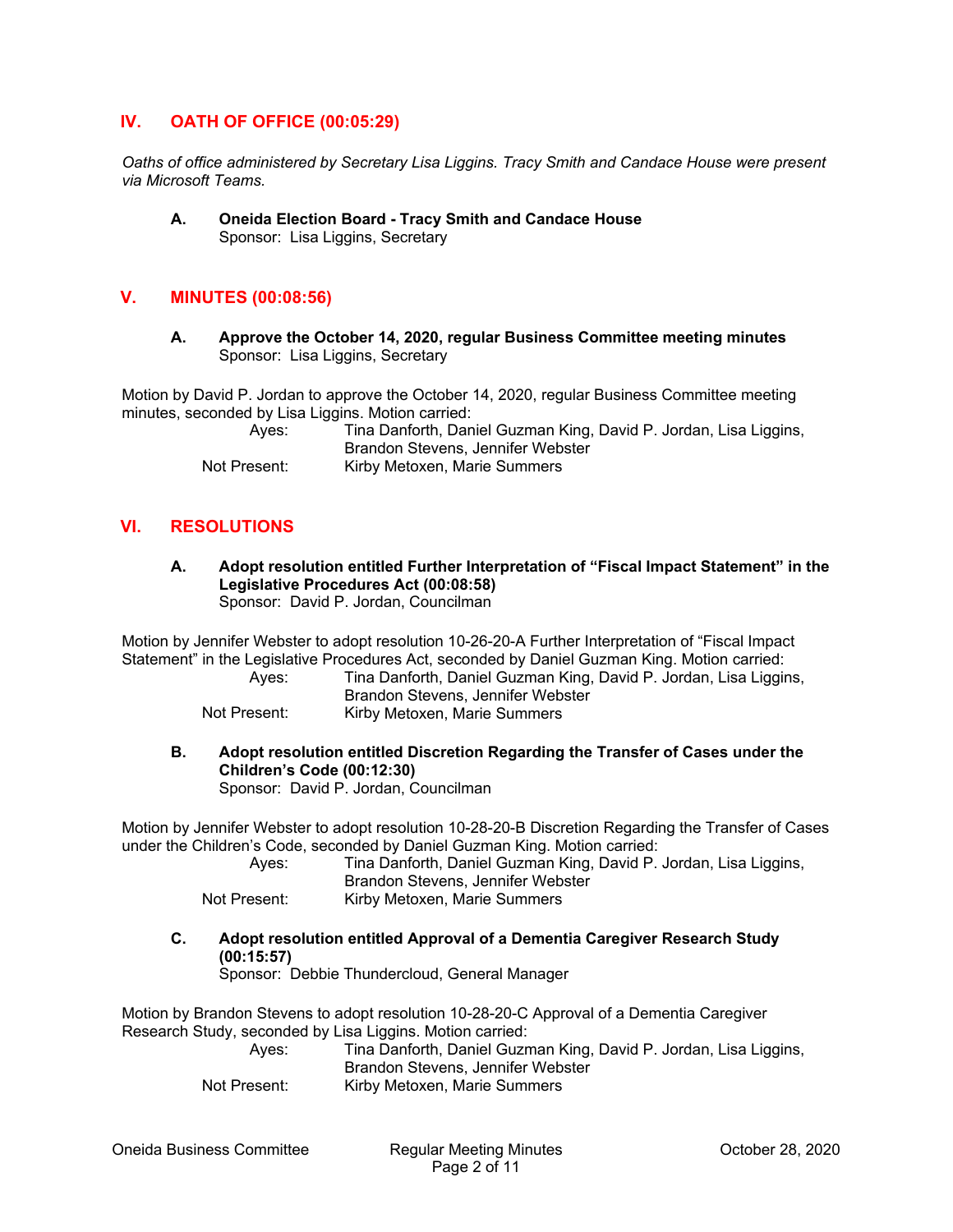## IV. OATH OF OFFICE (00:05:29)

*Oaths of office administered by Secretary Lisa Liggins. Tracy Smith and Candace House were present via Microsoft Teams.*

**A. Oneida Election Board - Tracy Smith and Candace House**
Sponsor: Lisa Liggins, Secretary

## V. MINUTES (00:08:56)

**A. Approve the October 14, 2020, regular Business Committee meeting minutes**
Sponsor: Lisa Liggins, Secretary

Motion by David P. Jordan to approve the October 14, 2020, regular Business Committee meeting minutes, seconded by Lisa Liggins. Motion carried:

Ayes: Tina Danforth, Daniel Guzman King, David P. Jordan, Lisa Liggins, Brandon Stevens, Jennifer Webster
Not Present: Kirby Metoxen, Marie Summers

## VI. RESOLUTIONS

**A. Adopt resolution entitled Further Interpretation of "Fiscal Impact Statement" in the Legislative Procedures Act (00:08:58)**
Sponsor: David P. Jordan, Councilman

Motion by Jennifer Webster to adopt resolution 10-26-20-A Further Interpretation of "Fiscal Impact Statement" in the Legislative Procedures Act, seconded by Daniel Guzman King. Motion carried:

Ayes: Tina Danforth, Daniel Guzman King, David P. Jordan, Lisa Liggins, Brandon Stevens, Jennifer Webster
Not Present: Kirby Metoxen, Marie Summers

**B. Adopt resolution entitled Discretion Regarding the Transfer of Cases under the Children's Code (00:12:30)**
Sponsor: David P. Jordan, Councilman

Motion by Jennifer Webster to adopt resolution 10-28-20-B Discretion Regarding the Transfer of Cases under the Children's Code, seconded by Daniel Guzman King. Motion carried:

Ayes: Tina Danforth, Daniel Guzman King, David P. Jordan, Lisa Liggins, Brandon Stevens, Jennifer Webster
Not Present: Kirby Metoxen, Marie Summers

**C. Adopt resolution entitled Approval of a Dementia Caregiver Research Study (00:15:57)**
Sponsor: Debbie Thundercloud, General Manager

Motion by Brandon Stevens to adopt resolution 10-28-20-C Approval of a Dementia Caregiver Research Study, seconded by Lisa Liggins. Motion carried:

Ayes: Tina Danforth, Daniel Guzman King, David P. Jordan, Lisa Liggins, Brandon Stevens, Jennifer Webster
Not Present: Kirby Metoxen, Marie Summers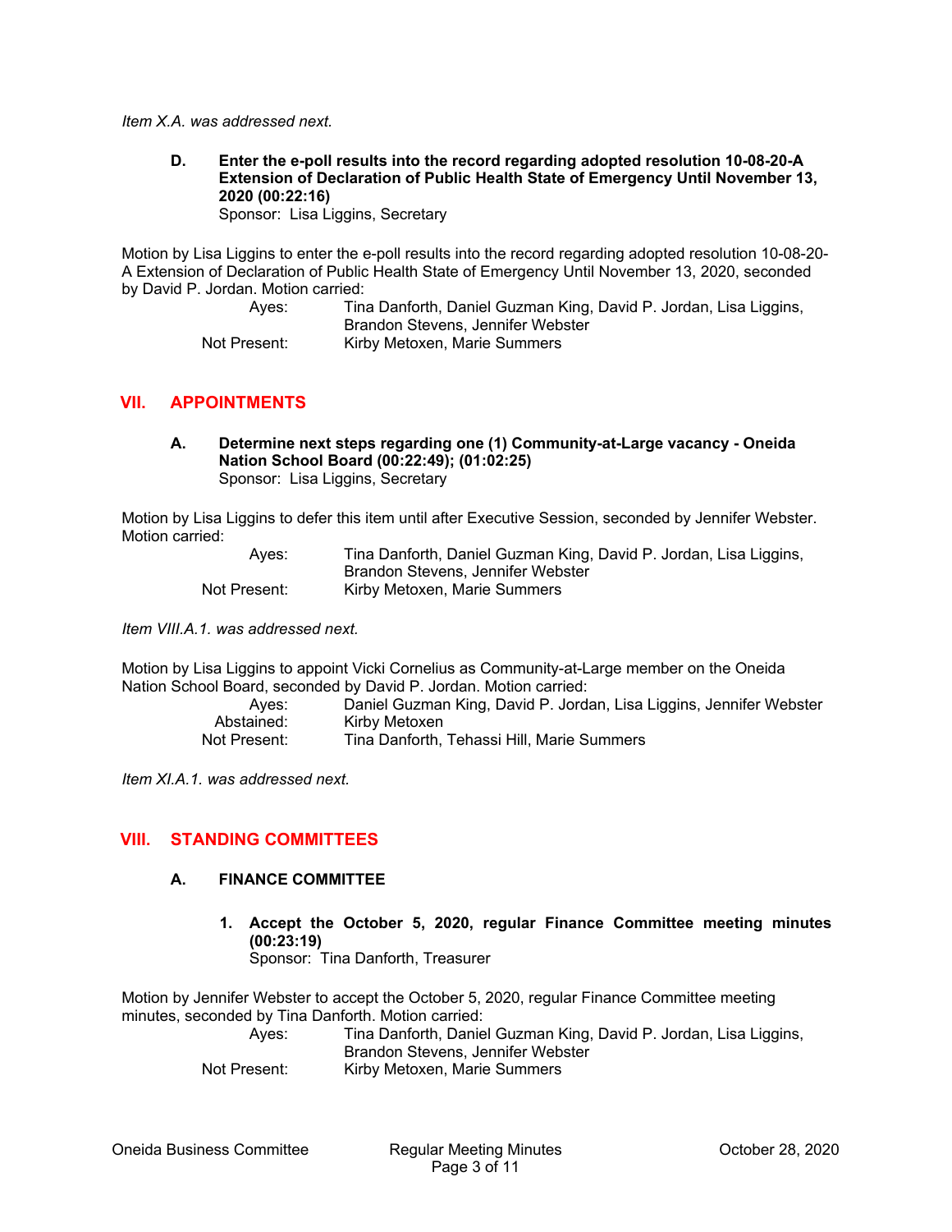*Item X.A. was addressed next.*

**D. Enter the e-poll results into the record regarding adopted resolution 10-08-20-A Extension of Declaration of Public Health State of Emergency Until November 13, 2020 (00:22:16)**
Sponsor: Lisa Liggins, Secretary

Motion by Lisa Liggins to enter the e-poll results into the record regarding adopted resolution 10-08-20-A Extension of Declaration of Public Health State of Emergency Until November 13, 2020, seconded by David P. Jordan. Motion carried:

Ayes: Tina Danforth, Daniel Guzman King, David P. Jordan, Lisa Liggins, Brandon Stevens, Jennifer Webster
Not Present: Kirby Metoxen, Marie Summers

## VII. APPOINTMENTS

**A. Determine next steps regarding one (1) Community-at-Large vacancy - Oneida Nation School Board (00:22:49); (01:02:25)**
Sponsor: Lisa Liggins, Secretary

Motion by Lisa Liggins to defer this item until after Executive Session, seconded by Jennifer Webster. Motion carried:

Ayes: Tina Danforth, Daniel Guzman King, David P. Jordan, Lisa Liggins, Brandon Stevens, Jennifer Webster
Not Present: Kirby Metoxen, Marie Summers

*Item VIII.A.1. was addressed next.*

Motion by Lisa Liggins to appoint Vicki Cornelius as Community-at-Large member on the Oneida Nation School Board, seconded by David P. Jordan. Motion carried:

Ayes: Daniel Guzman King, David P. Jordan, Lisa Liggins, Jennifer Webster
Abstained: Kirby Metoxen
Not Present: Tina Danforth, Tehassi Hill, Marie Summers

*Item XI.A.1. was addressed next.*

## VIII. STANDING COMMITTEES

### A. FINANCE COMMITTEE

**1. Accept the October 5, 2020, regular Finance Committee meeting minutes (00:23:19)**
Sponsor: Tina Danforth, Treasurer

Motion by Jennifer Webster to accept the October 5, 2020, regular Finance Committee meeting minutes, seconded by Tina Danforth. Motion carried:

Ayes: Tina Danforth, Daniel Guzman King, David P. Jordan, Lisa Liggins, Brandon Stevens, Jennifer Webster
Not Present: Kirby Metoxen, Marie Summers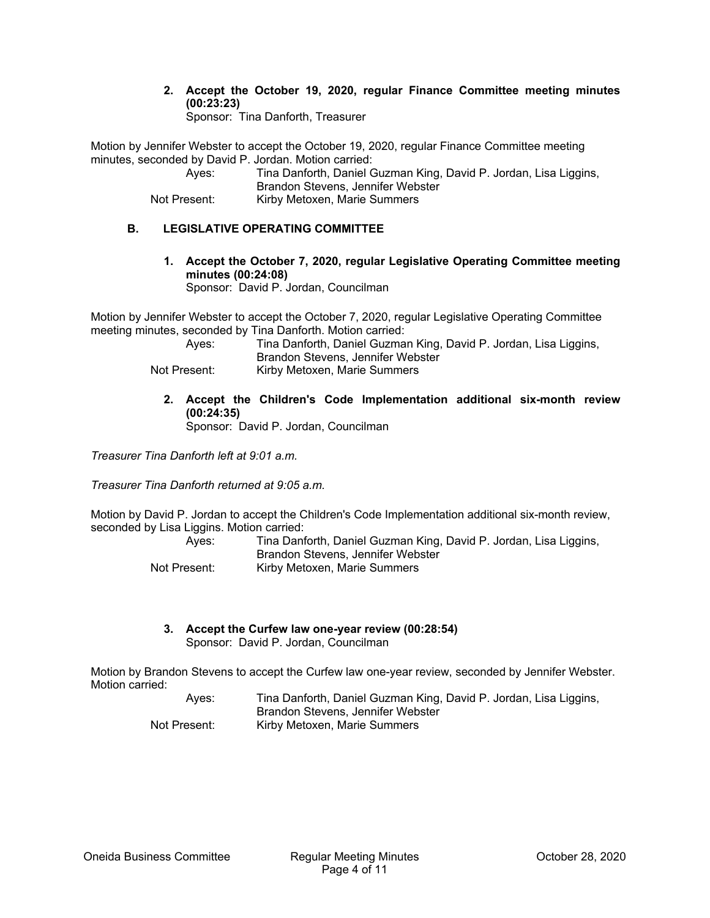2. **Accept the October 19, 2020, regular Finance Committee meeting minutes (00:23:23)**
   Sponsor: Tina Danforth, Treasurer

Motion by Jennifer Webster to accept the October 19, 2020, regular Finance Committee meeting minutes, seconded by David P. Jordan. Motion carried:

Ayes: Tina Danforth, Daniel Guzman King, David P. Jordan, Lisa Liggins, Brandon Stevens, Jennifer Webster
Not Present: Kirby Metoxen, Marie Summers

## B. LEGISLATIVE OPERATING COMMITTEE

1. **Accept the October 7, 2020, regular Legislative Operating Committee meeting minutes (00:24:08)**
   Sponsor: David P. Jordan, Councilman

Motion by Jennifer Webster to accept the October 7, 2020, regular Legislative Operating Committee meeting minutes, seconded by Tina Danforth. Motion carried:

Ayes: Tina Danforth, Daniel Guzman King, David P. Jordan, Lisa Liggins, Brandon Stevens, Jennifer Webster
Not Present: Kirby Metoxen, Marie Summers

2. **Accept the Children's Code Implementation additional six-month review (00:24:35)**
   Sponsor: David P. Jordan, Councilman

*Treasurer Tina Danforth left at 9:01 a.m.*

*Treasurer Tina Danforth returned at 9:05 a.m.*

Motion by David P. Jordan to accept the Children's Code Implementation additional six-month review, seconded by Lisa Liggins. Motion carried:

Ayes: Tina Danforth, Daniel Guzman King, David P. Jordan, Lisa Liggins, Brandon Stevens, Jennifer Webster
Not Present: Kirby Metoxen, Marie Summers

3. **Accept the Curfew law one-year review (00:28:54)**
   Sponsor: David P. Jordan, Councilman

Motion by Brandon Stevens to accept the Curfew law one-year review, seconded by Jennifer Webster. Motion carried:

Ayes: Tina Danforth, Daniel Guzman King, David P. Jordan, Lisa Liggins, Brandon Stevens, Jennifer Webster
Not Present: Kirby Metoxen, Marie Summers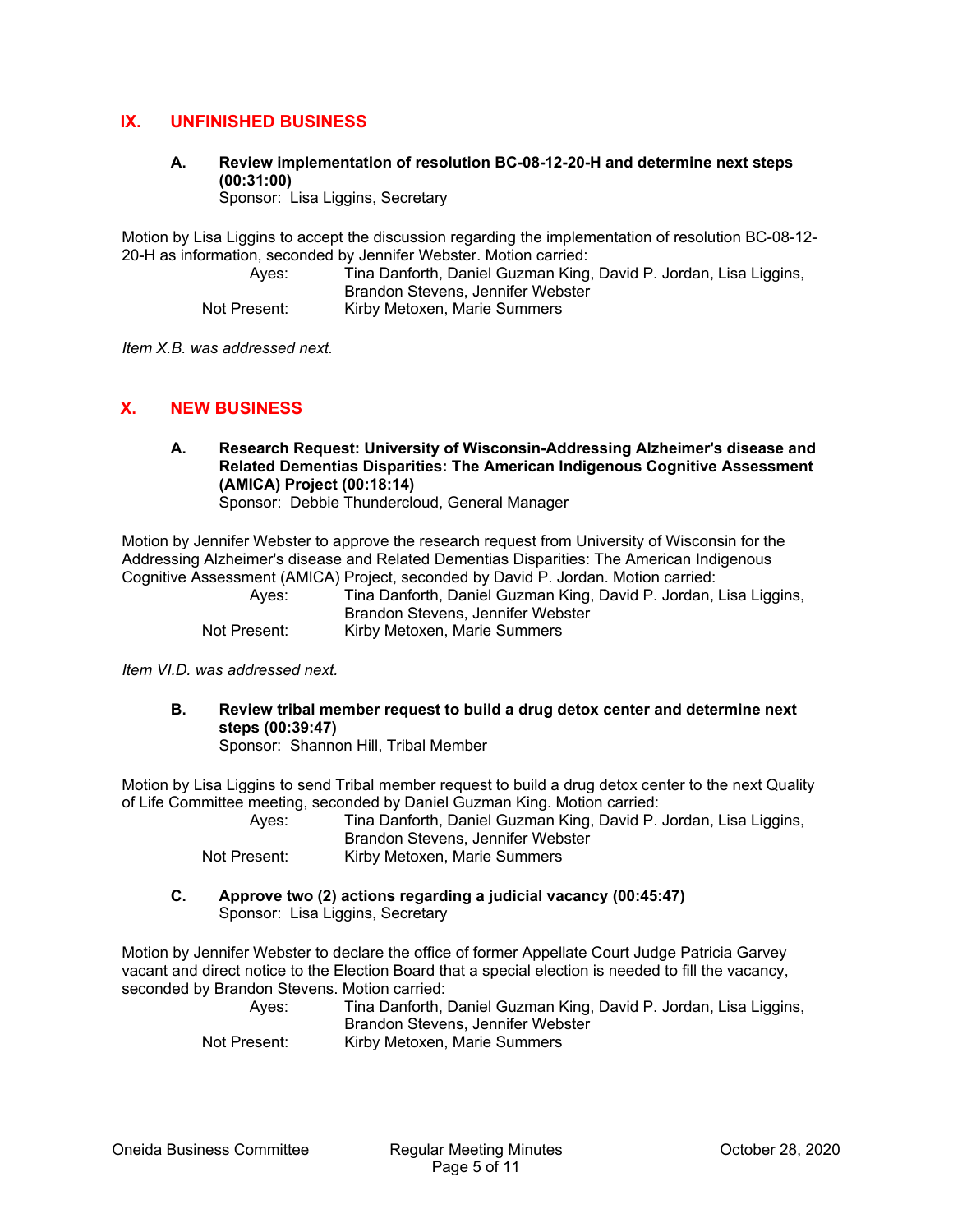## IX. UNFINISHED BUSINESS

### A. Review implementation of resolution BC-08-12-20-H and determine next steps (00:31:00)

Sponsor: Lisa Liggins, Secretary

Motion by Lisa Liggins to accept the discussion regarding the implementation of resolution BC-08-12-20-H as information, seconded by Jennifer Webster. Motion carried:

Ayes: Tina Danforth, Daniel Guzman King, David P. Jordan, Lisa Liggins, Brandon Stevens, Jennifer Webster
Not Present: Kirby Metoxen, Marie Summers

*Item X.B. was addressed next.*

## X. NEW BUSINESS

### A. Research Request: University of Wisconsin-Addressing Alzheimer's disease and Related Dementias Disparities: The American Indigenous Cognitive Assessment (AMICA) Project (00:18:14)

Sponsor: Debbie Thundercloud, General Manager

Motion by Jennifer Webster to approve the research request from University of Wisconsin for the Addressing Alzheimer's disease and Related Dementias Disparities: The American Indigenous Cognitive Assessment (AMICA) Project, seconded by David P. Jordan. Motion carried:

Ayes: Tina Danforth, Daniel Guzman King, David P. Jordan, Lisa Liggins, Brandon Stevens, Jennifer Webster
Not Present: Kirby Metoxen, Marie Summers

*Item VI.D. was addressed next.*

### B. Review tribal member request to build a drug detox center and determine next steps (00:39:47)

Sponsor: Shannon Hill, Tribal Member

Motion by Lisa Liggins to send Tribal member request to build a drug detox center to the next Quality of Life Committee meeting, seconded by Daniel Guzman King. Motion carried:

Ayes: Tina Danforth, Daniel Guzman King, David P. Jordan, Lisa Liggins, Brandon Stevens, Jennifer Webster
Not Present: Kirby Metoxen, Marie Summers

### C. Approve two (2) actions regarding a judicial vacancy (00:45:47)

Sponsor: Lisa Liggins, Secretary

Motion by Jennifer Webster to declare the office of former Appellate Court Judge Patricia Garvey vacant and direct notice to the Election Board that a special election is needed to fill the vacancy, seconded by Brandon Stevens. Motion carried:

Ayes: Tina Danforth, Daniel Guzman King, David P. Jordan, Lisa Liggins, Brandon Stevens, Jennifer Webster
Not Present: Kirby Metoxen, Marie Summers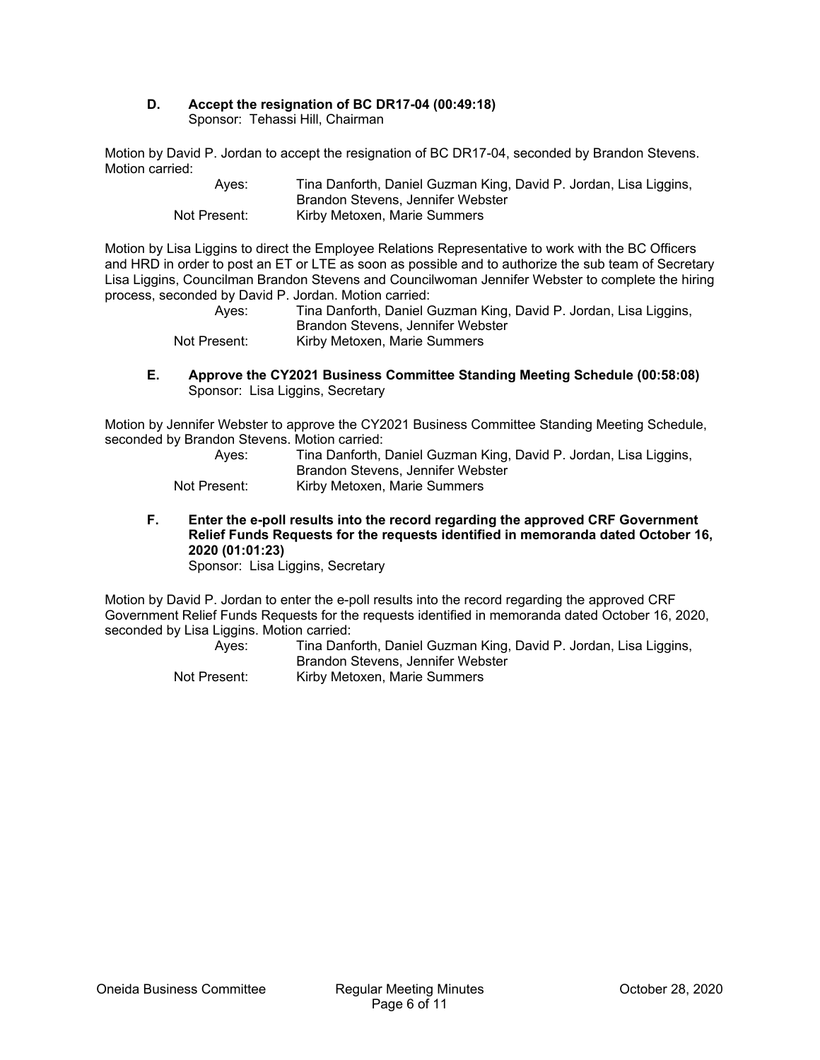**D. Accept the resignation of BC DR17-04 (00:49:18)**
Sponsor: Tehassi Hill, Chairman

Motion by David P. Jordan to accept the resignation of BC DR17-04, seconded by Brandon Stevens. Motion carried:

Ayes: Tina Danforth, Daniel Guzman King, David P. Jordan, Lisa Liggins, Brandon Stevens, Jennifer Webster
Not Present: Kirby Metoxen, Marie Summers

Motion by Lisa Liggins to direct the Employee Relations Representative to work with the BC Officers and HRD in order to post an ET or LTE as soon as possible and to authorize the sub team of Secretary Lisa Liggins, Councilman Brandon Stevens and Councilwoman Jennifer Webster to complete the hiring process, seconded by David P. Jordan. Motion carried:

Ayes: Tina Danforth, Daniel Guzman King, David P. Jordan, Lisa Liggins, Brandon Stevens, Jennifer Webster
Not Present: Kirby Metoxen, Marie Summers

**E. Approve the CY2021 Business Committee Standing Meeting Schedule (00:58:08)**
Sponsor: Lisa Liggins, Secretary

Motion by Jennifer Webster to approve the CY2021 Business Committee Standing Meeting Schedule, seconded by Brandon Stevens. Motion carried:

Ayes: Tina Danforth, Daniel Guzman King, David P. Jordan, Lisa Liggins, Brandon Stevens, Jennifer Webster
Not Present: Kirby Metoxen, Marie Summers

**F. Enter the e-poll results into the record regarding the approved CRF Government Relief Funds Requests for the requests identified in memoranda dated October 16, 2020 (01:01:23)**
Sponsor: Lisa Liggins, Secretary

Motion by David P. Jordan to enter the e-poll results into the record regarding the approved CRF Government Relief Funds Requests for the requests identified in memoranda dated October 16, 2020, seconded by Lisa Liggins. Motion carried:

Ayes: Tina Danforth, Daniel Guzman King, David P. Jordan, Lisa Liggins, Brandon Stevens, Jennifer Webster
Not Present: Kirby Metoxen, Marie Summers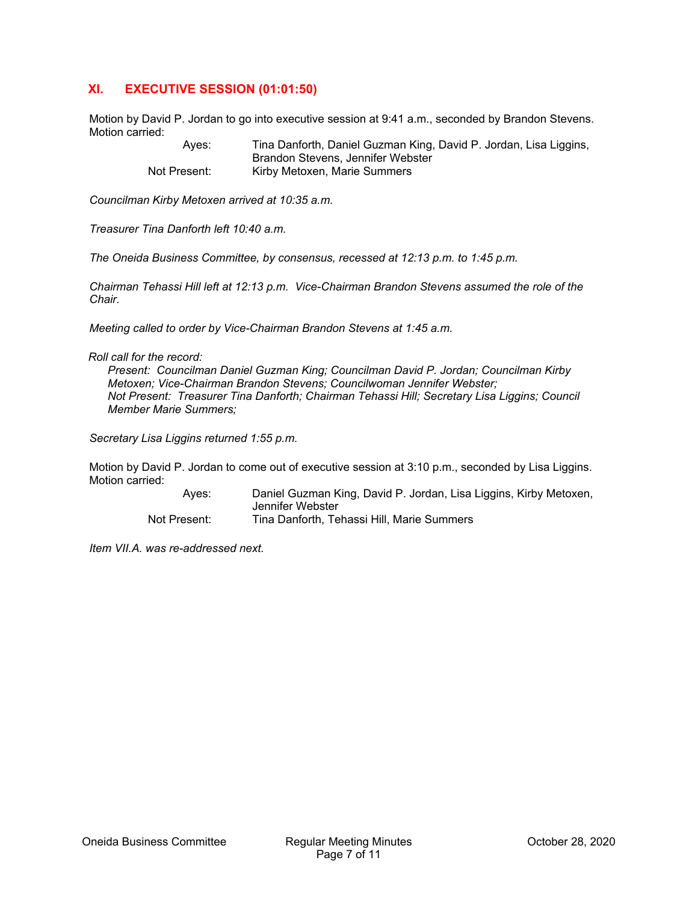## XI. EXECUTIVE SESSION (01:01:50)

Motion by David P. Jordan to go into executive session at 9:41 a.m., seconded by Brandon Stevens. Motion carried:

| | |
|---|---|
| Ayes: | Tina Danforth, Daniel Guzman King, David P. Jordan, Lisa Liggins, Brandon Stevens, Jennifer Webster |
| Not Present: | Kirby Metoxen, Marie Summers |

*Councilman Kirby Metoxen arrived at 10:35 a.m.*

*Treasurer Tina Danforth left 10:40 a.m.*

*The Oneida Business Committee, by consensus, recessed at 12:13 p.m. to 1:45 p.m.*

*Chairman Tehassi Hill left at 12:13 p.m. Vice-Chairman Brandon Stevens assumed the role of the Chair.*

*Meeting called to order by Vice-Chairman Brandon Stevens at 1:45 a.m.*

*Roll call for the record:*

*Present: Councilman Daniel Guzman King; Councilman David P. Jordan; Councilman Kirby Metoxen; Vice-Chairman Brandon Stevens; Councilwoman Jennifer Webster;*
*Not Present: Treasurer Tina Danforth; Chairman Tehassi Hill; Secretary Lisa Liggins; Council Member Marie Summers;*

*Secretary Lisa Liggins returned 1:55 p.m.*

Motion by David P. Jordan to come out of executive session at 3:10 p.m., seconded by Lisa Liggins. Motion carried:

| | |
|---|---|
| Ayes: | Daniel Guzman King, David P. Jordan, Lisa Liggins, Kirby Metoxen, Jennifer Webster |
| Not Present: | Tina Danforth, Tehassi Hill, Marie Summers |

*Item VII.A. was re-addressed next.*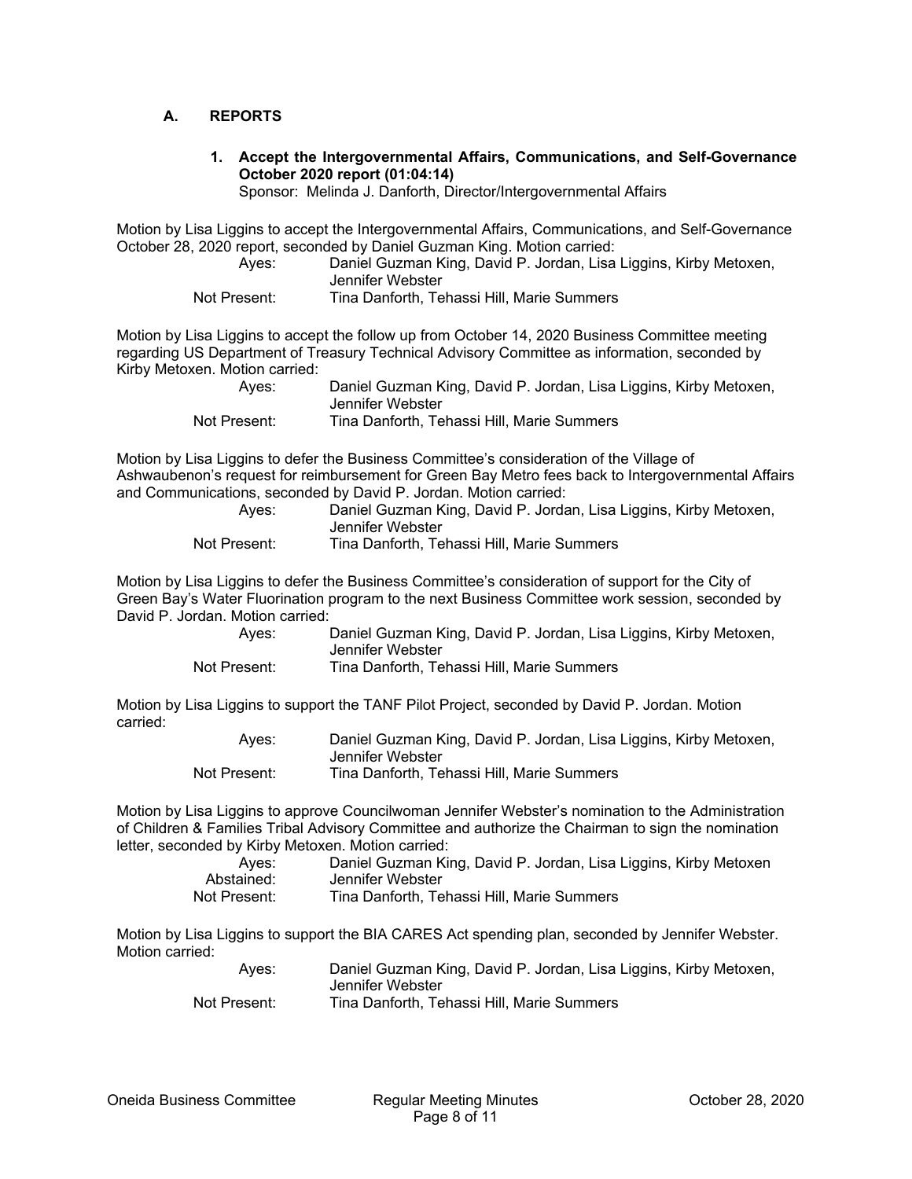## A. REPORTS

### 1. Accept the Intergovernmental Affairs, Communications, and Self-Governance October 2020 report (01:04:14)

Sponsor: Melinda J. Danforth, Director/Intergovernmental Affairs

Motion by Lisa Liggins to accept the Intergovernmental Affairs, Communications, and Self-Governance October 28, 2020 report, seconded by Daniel Guzman King. Motion carried:

Ayes: Daniel Guzman King, David P. Jordan, Lisa Liggins, Kirby Metoxen, Jennifer Webster
Not Present: Tina Danforth, Tehassi Hill, Marie Summers

Motion by Lisa Liggins to accept the follow up from October 14, 2020 Business Committee meeting regarding US Department of Treasury Technical Advisory Committee as information, seconded by Kirby Metoxen. Motion carried:

Ayes: Daniel Guzman King, David P. Jordan, Lisa Liggins, Kirby Metoxen, Jennifer Webster
Not Present: Tina Danforth, Tehassi Hill, Marie Summers

Motion by Lisa Liggins to defer the Business Committee's consideration of the Village of Ashwaubenon's request for reimbursement for Green Bay Metro fees back to Intergovernmental Affairs and Communications, seconded by David P. Jordan. Motion carried:

Ayes: Daniel Guzman King, David P. Jordan, Lisa Liggins, Kirby Metoxen, Jennifer Webster
Not Present: Tina Danforth, Tehassi Hill, Marie Summers

Motion by Lisa Liggins to defer the Business Committee's consideration of support for the City of Green Bay's Water Fluorination program to the next Business Committee work session, seconded by David P. Jordan. Motion carried:

Ayes: Daniel Guzman King, David P. Jordan, Lisa Liggins, Kirby Metoxen, Jennifer Webster
Not Present: Tina Danforth, Tehassi Hill, Marie Summers

Motion by Lisa Liggins to support the TANF Pilot Project, seconded by David P. Jordan. Motion carried:

Ayes: Daniel Guzman King, David P. Jordan, Lisa Liggins, Kirby Metoxen, Jennifer Webster
Not Present: Tina Danforth, Tehassi Hill, Marie Summers

Motion by Lisa Liggins to approve Councilwoman Jennifer Webster's nomination to the Administration of Children & Families Tribal Advisory Committee and authorize the Chairman to sign the nomination letter, seconded by Kirby Metoxen. Motion carried:

Ayes: Daniel Guzman King, David P. Jordan, Lisa Liggins, Kirby Metoxen
Abstained: Jennifer Webster
Not Present: Tina Danforth, Tehassi Hill, Marie Summers

Motion by Lisa Liggins to support the BIA CARES Act spending plan, seconded by Jennifer Webster. Motion carried:

Ayes: Daniel Guzman King, David P. Jordan, Lisa Liggins, Kirby Metoxen, Jennifer Webster
Not Present: Tina Danforth, Tehassi Hill, Marie Summers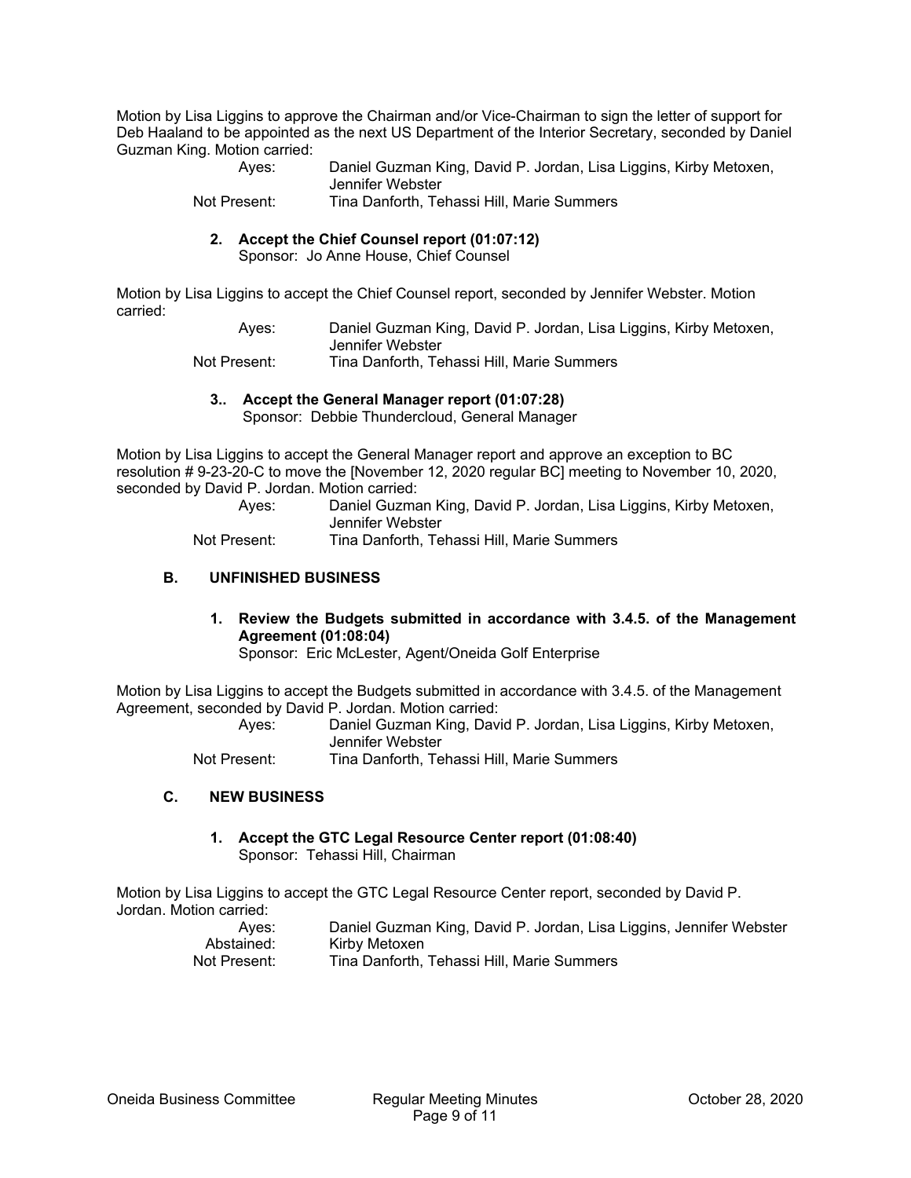Motion by Lisa Liggins to approve the Chairman and/or Vice-Chairman to sign the letter of support for Deb Haaland to be appointed as the next US Department of the Interior Secretary, seconded by Daniel Guzman King. Motion carried:

Ayes: Daniel Guzman King, David P. Jordan, Lisa Liggins, Kirby Metoxen, Jennifer Webster
Not Present: Tina Danforth, Tehassi Hill, Marie Summers

**2. Accept the Chief Counsel report (01:07:12)**
Sponsor: Jo Anne House, Chief Counsel

Motion by Lisa Liggins to accept the Chief Counsel report, seconded by Jennifer Webster. Motion carried:

Ayes: Daniel Guzman King, David P. Jordan, Lisa Liggins, Kirby Metoxen, Jennifer Webster
Not Present: Tina Danforth, Tehassi Hill, Marie Summers

**3.. Accept the General Manager report (01:07:28)**
Sponsor: Debbie Thundercloud, General Manager

Motion by Lisa Liggins to accept the General Manager report and approve an exception to BC resolution # 9-23-20-C to move the [November 12, 2020 regular BC] meeting to November 10, 2020, seconded by David P. Jordan. Motion carried:

Ayes: Daniel Guzman King, David P. Jordan, Lisa Liggins, Kirby Metoxen, Jennifer Webster
Not Present: Tina Danforth, Tehassi Hill, Marie Summers

## B. UNFINISHED BUSINESS

**1. Review the Budgets submitted in accordance with 3.4.5. of the Management Agreement (01:08:04)**
Sponsor: Eric McLester, Agent/Oneida Golf Enterprise

Motion by Lisa Liggins to accept the Budgets submitted in accordance with 3.4.5. of the Management Agreement, seconded by David P. Jordan. Motion carried:

Ayes: Daniel Guzman King, David P. Jordan, Lisa Liggins, Kirby Metoxen, Jennifer Webster
Not Present: Tina Danforth, Tehassi Hill, Marie Summers

## C. NEW BUSINESS

**1. Accept the GTC Legal Resource Center report (01:08:40)**
Sponsor: Tehassi Hill, Chairman

Motion by Lisa Liggins to accept the GTC Legal Resource Center report, seconded by David P. Jordan. Motion carried:

Ayes: Daniel Guzman King, David P. Jordan, Lisa Liggins, Jennifer Webster
Abstained: Kirby Metoxen
Not Present: Tina Danforth, Tehassi Hill, Marie Summers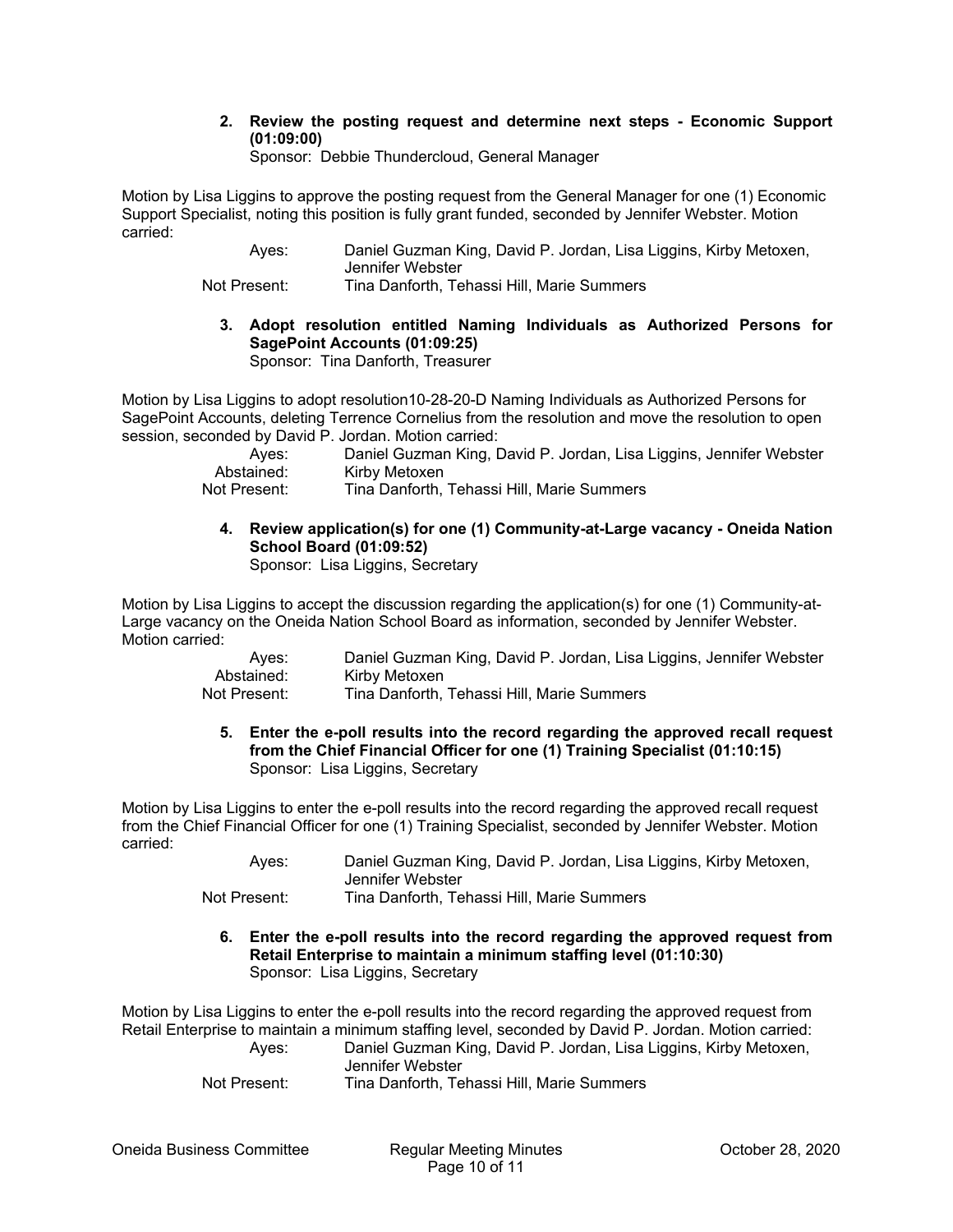**2. Review the posting request and determine next steps - Economic Support (01:09:00)**
Sponsor: Debbie Thundercloud, General Manager

Motion by Lisa Liggins to approve the posting request from the General Manager for one (1) Economic Support Specialist, noting this position is fully grant funded, seconded by Jennifer Webster. Motion carried:

| | |
|---|---|
| Ayes: | Daniel Guzman King, David P. Jordan, Lisa Liggins, Kirby Metoxen, Jennifer Webster |
| Not Present: | Tina Danforth, Tehassi Hill, Marie Summers |

**3. Adopt resolution entitled Naming Individuals as Authorized Persons for SagePoint Accounts (01:09:25)**
Sponsor: Tina Danforth, Treasurer

Motion by Lisa Liggins to adopt resolution10-28-20-D Naming Individuals as Authorized Persons for SagePoint Accounts, deleting Terrence Cornelius from the resolution and move the resolution to open session, seconded by David P. Jordan. Motion carried:

| | |
|---|---|
| Ayes: | Daniel Guzman King, David P. Jordan, Lisa Liggins, Jennifer Webster |
| Abstained: | Kirby Metoxen |
| Not Present: | Tina Danforth, Tehassi Hill, Marie Summers |

**4. Review application(s) for one (1) Community-at-Large vacancy - Oneida Nation School Board (01:09:52)**
Sponsor: Lisa Liggins, Secretary

Motion by Lisa Liggins to accept the discussion regarding the application(s) for one (1) Community-at-Large vacancy on the Oneida Nation School Board as information, seconded by Jennifer Webster. Motion carried:

| | |
|---|---|
| Ayes: | Daniel Guzman King, David P. Jordan, Lisa Liggins, Jennifer Webster |
| Abstained: | Kirby Metoxen |
| Not Present: | Tina Danforth, Tehassi Hill, Marie Summers |

**5. Enter the e-poll results into the record regarding the approved recall request from the Chief Financial Officer for one (1) Training Specialist (01:10:15)**
Sponsor: Lisa Liggins, Secretary

Motion by Lisa Liggins to enter the e-poll results into the record regarding the approved recall request from the Chief Financial Officer for one (1) Training Specialist, seconded by Jennifer Webster. Motion carried:

| | |
|---|---|
| Ayes: | Daniel Guzman King, David P. Jordan, Lisa Liggins, Kirby Metoxen, Jennifer Webster |
| Not Present: | Tina Danforth, Tehassi Hill, Marie Summers |

**6. Enter the e-poll results into the record regarding the approved request from Retail Enterprise to maintain a minimum staffing level (01:10:30)**
Sponsor: Lisa Liggins, Secretary

Motion by Lisa Liggins to enter the e-poll results into the record regarding the approved request from Retail Enterprise to maintain a minimum staffing level, seconded by David P. Jordan. Motion carried:

| | |
|---|---|
| Ayes: | Daniel Guzman King, David P. Jordan, Lisa Liggins, Kirby Metoxen, Jennifer Webster |
| Not Present: | Tina Danforth, Tehassi Hill, Marie Summers |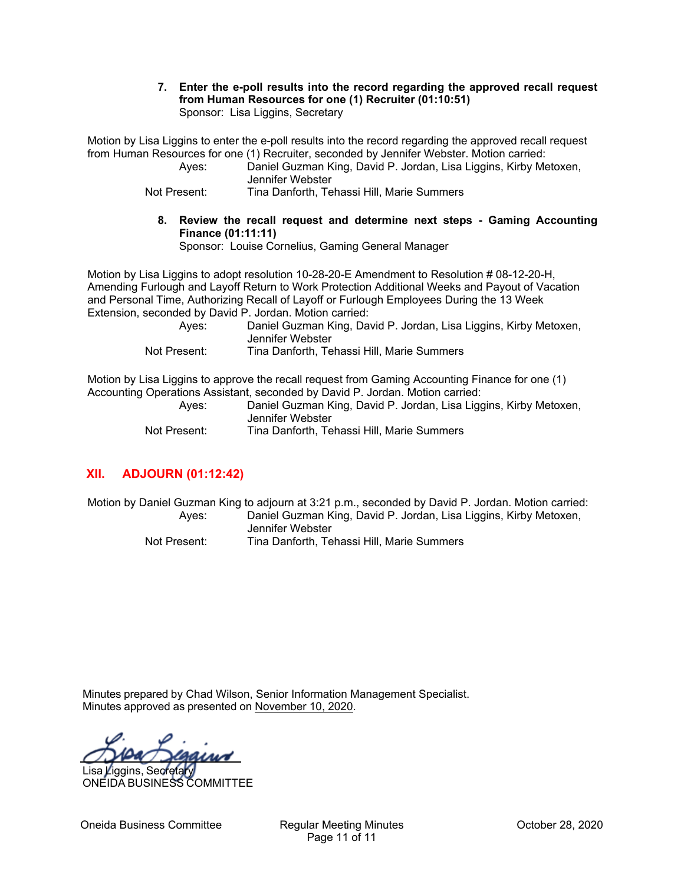**7. Enter the e-poll results into the record regarding the approved recall request from Human Resources for one (1) Recruiter (01:10:51)**
Sponsor: Lisa Liggins, Secretary

Motion by Lisa Liggins to enter the e-poll results into the record regarding the approved recall request from Human Resources for one (1) Recruiter, seconded by Jennifer Webster. Motion carried:

Ayes: Daniel Guzman King, David P. Jordan, Lisa Liggins, Kirby Metoxen, Jennifer Webster
Not Present: Tina Danforth, Tehassi Hill, Marie Summers

**8. Review the recall request and determine next steps - Gaming Accounting Finance (01:11:11)**
Sponsor: Louise Cornelius, Gaming General Manager

Motion by Lisa Liggins to adopt resolution 10-28-20-E Amendment to Resolution # 08-12-20-H, Amending Furlough and Layoff Return to Work Protection Additional Weeks and Payout of Vacation and Personal Time, Authorizing Recall of Layoff or Furlough Employees During the 13 Week Extension, seconded by David P. Jordan. Motion carried:

Ayes: Daniel Guzman King, David P. Jordan, Lisa Liggins, Kirby Metoxen, Jennifer Webster
Not Present: Tina Danforth, Tehassi Hill, Marie Summers

Motion by Lisa Liggins to approve the recall request from Gaming Accounting Finance for one (1) Accounting Operations Assistant, seconded by David P. Jordan. Motion carried:

Ayes: Daniel Guzman King, David P. Jordan, Lisa Liggins, Kirby Metoxen, Jennifer Webster
Not Present: Tina Danforth, Tehassi Hill, Marie Summers

## XII. ADJOURN (01:12:42)

Motion by Daniel Guzman King to adjourn at 3:21 p.m., seconded by David P. Jordan. Motion carried:

Ayes: Daniel Guzman King, David P. Jordan, Lisa Liggins, Kirby Metoxen, Jennifer Webster
Not Present: Tina Danforth, Tehassi Hill, Marie Summers

Minutes prepared by Chad Wilson, Senior Information Management Specialist.
Minutes approved as presented on November 10, 2020.

Lisa Liggins, Secretary
ONEIDA BUSINESS COMMITTEE